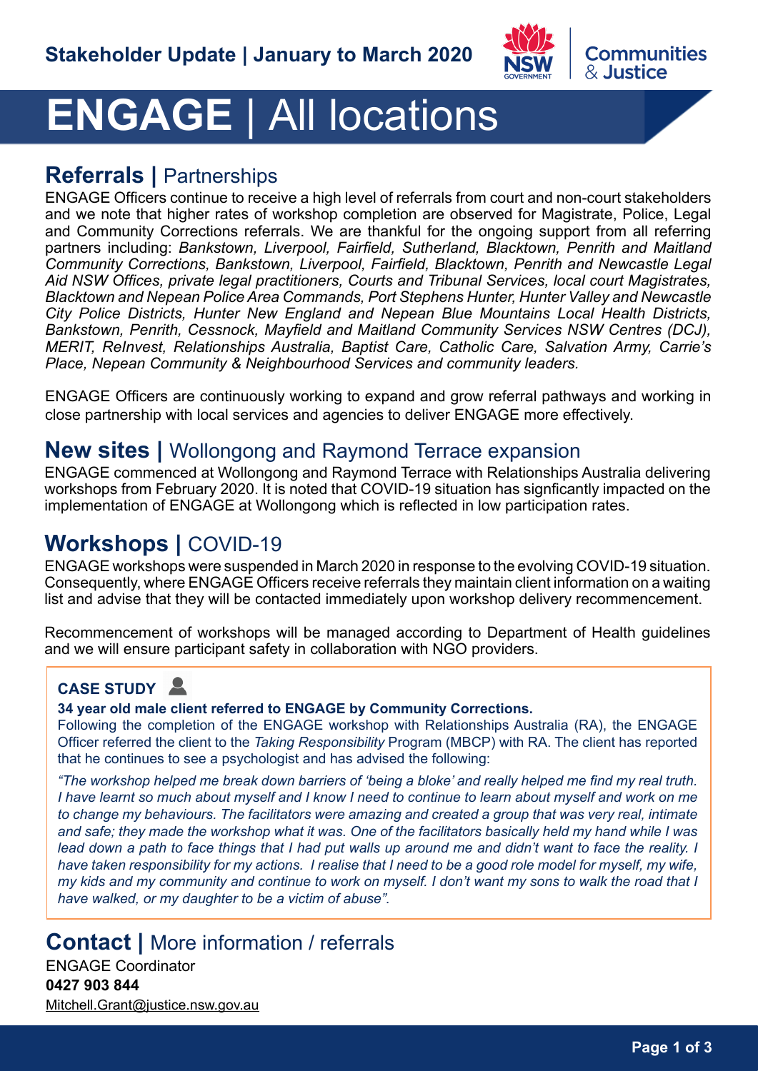Stakeholder Update | January to March 2020

# ENGAGE | All locations

## Referrals | Partnerships

ENGAGE Officers continue to receive a high level of referrals from court and non-court stakeholders and we note that higher rates of workshop completion are observed for Magistrate, Police, Legal and Community Corrections referrals. We are thankful for the ongoing support from all referring partners including: *Bankstown, Liverpool, Fairfield, Sutherland, Blacktown, Penrith and Maitland Community Corrections, Bankstown, Liverpool, Fairfield, Blacktown, Penrith and Newcastle Legal Aid NSW Offices, private legal practitioners, Courts and Tribunal Services, local court Magistrates, Blacktown and Nepean Police Area Commands, Port Stephens Hunter, Hunter Valley and Newcastle City Police Districts, Hunter New England and Nepean Blue Mountains Local Health Districts, Bankstown, Penrith, Cessnock, Mayfield and Maitland Community Services NSW Centres (DCJ), MERIT, ReInvest, Relationships Australia, Baptist Care, Catholic Care, Salvation Army, Carrie's Place, Nepean Community & Neighbourhood Services and community leaders.*

ENGAGE Officers are continuously working to expand and grow referral pathways and working in close partnership with local services and agencies to deliver ENGAGE more effectively.

## New sites | Wollongong and Raymond Terrace expansion

ENGAGE commenced at Wollongong and Raymond Terrace with Relationships Australia delivering workshops from February 2020. It is noted that COVID-19 situation has signficantly impacted on the implementation of ENGAGE at Wollongong which is reflected in low participation rates.

## Workshops | COVID-19

ENGAGE workshops were suspended in March 2020 in response to the evolving COVID-19 situation. Consequently, where ENGAGE Officers receive referrals they maintain client information on a waiting list and advise that they will be contacted immediately upon workshop delivery recommencement.

Recommencement of workshops will be managed according to Department of Health guidelines and we will ensure participant safety in collaboration with NGO providers.

### CASE STUDY

**34 year old male client referred to ENGAGE by Community Corrections.**
Following the completion of the ENGAGE workshop with Relationships Australia (RA), the ENGAGE Officer referred the client to the *Taking Responsibility* Program (MBCP) with RA. The client has reported that he continues to see a psychologist and has advised the following:

*"The workshop helped me break down barriers of 'being a bloke' and really helped me find my real truth. I have learnt so much about myself and I know I need to continue to learn about myself and work on me to change my behaviours. The facilitators were amazing and created a group that was very real, intimate and safe; they made the workshop what it was. One of the facilitators basically held my hand while I was lead down a path to face things that I had put walls up around me and didn't want to face the reality. I have taken responsibility for my actions. I realise that I need to be a good role model for myself, my wife, my kids and my community and continue to work on myself. I don't want my sons to walk the road that I have walked, or my daughter to be a victim of abuse".*

## Contact | More information / referrals

ENGAGE Coordinator
**0427 903 844**
Mitchell.Grant@justice.nsw.gov.au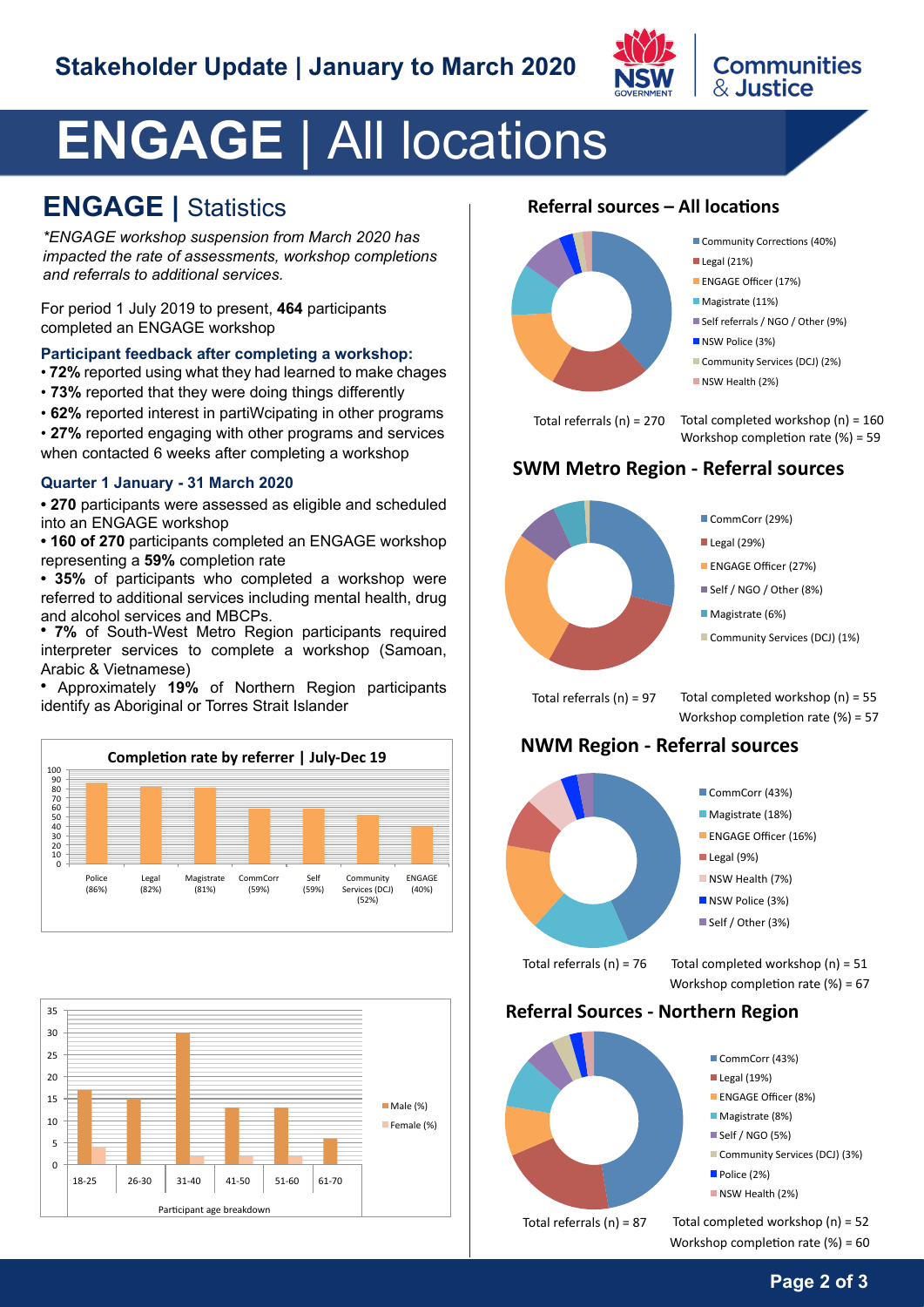# ENGAGE | All locations

## ENGAGE | Statistics

*\*ENGAGE workshop suspension from March 2020 has impacted the rate of assessments, workshop completions and referrals to additional services.*

For period 1 July 2019 to present, **464** participants completed an ENGAGE workshop

### Participant feedback after completing a workshop:

- **72%** reported using what they had learned to make chages
- **73%** reported that they were doing things differently
- **62%** reported interest in partiWcipating in other programs
- **27%** reported engaging with other programs and services when contacted 6 weeks after completing a workshop

### Quarter 1 January - 31 March 2020

- **270** participants were assessed as eligible and scheduled into an ENGAGE workshop
- **160 of 270** participants completed an ENGAGE workshop representing a **59%** completion rate
- **35%** of participants who completed a workshop were referred to additional services including mental health, drug and alcohol services and MBCPs.
- **7%** of South-West Metro Region participants required interpreter services to complete a workshop (Samoan, Arabic & Vietnamese)
- Approximately **19%** of Northern Region participants identify as Aboriginal or Torres Strait Islander

**Completion rate by referrer | July-Dec 19**

| Referrer | Completion rate (%) |
|---|---|
| Police | 86 |
| Legal | 82 |
| Magistrate | 81 |
| CommCorr | 59 |
| Self | 59 |
| Community Services (DCJ) | 52 |
| ENGAGE | 40 |

**Participant age breakdown**

| Age | Male (%) | Female (%) |
|---|---|---|
| 18-25 | 17 | 4 |
| 26-30 | 15 | |
| 31-40 | 30 | 2 |
| 41-50 | 13 | 2 |
| 51-60 | 13 | 2 |
| 61-70 | 6 | |

## Referral sources – All locations

- Community Corrections (40%)
- Legal (21%)
- ENGAGE Officer (17%)
- Magistrate (11%)
- Self referrals / NGO / Other (9%)
- NSW Police (3%)
- Community Services (DCJ) (2%)
- NSW Health (2%)

Total referrals (n) = 270
Total completed workshop (n) = 160
Workshop completion rate (%) = 59

## SWM Metro Region - Referral sources

- CommCorr (29%)
- Legal (29%)
- ENGAGE Officer (27%)
- Self / NGO / Other (8%)
- Magistrate (6%)
- Community Services (DCJ) (1%)

Total referrals (n) = 97
Total completed workshop (n) = 55
Workshop completion rate (%) = 57

## NWM Region - Referral sources

- CommCorr (43%)
- Magistrate (18%)
- ENGAGE Officer (16%)
- Legal (9%)
- NSW Health (7%)
- NSW Police (3%)
- Self / Other (3%)

Total referrals (n) = 76
Total completed workshop (n) = 51
Workshop completion rate (%) = 67

## Referral Sources - Northern Region

- CommCorr (43%)
- Legal (19%)
- ENGAGE Officer (8%)
- Magistrate (8%)
- Self / NGO (5%)
- Community Services (DCJ) (3%)
- Police (2%)
- NSW Health (2%)

Total referrals (n) = 87
Total completed workshop (n) = 52
Workshop completion rate (%) = 60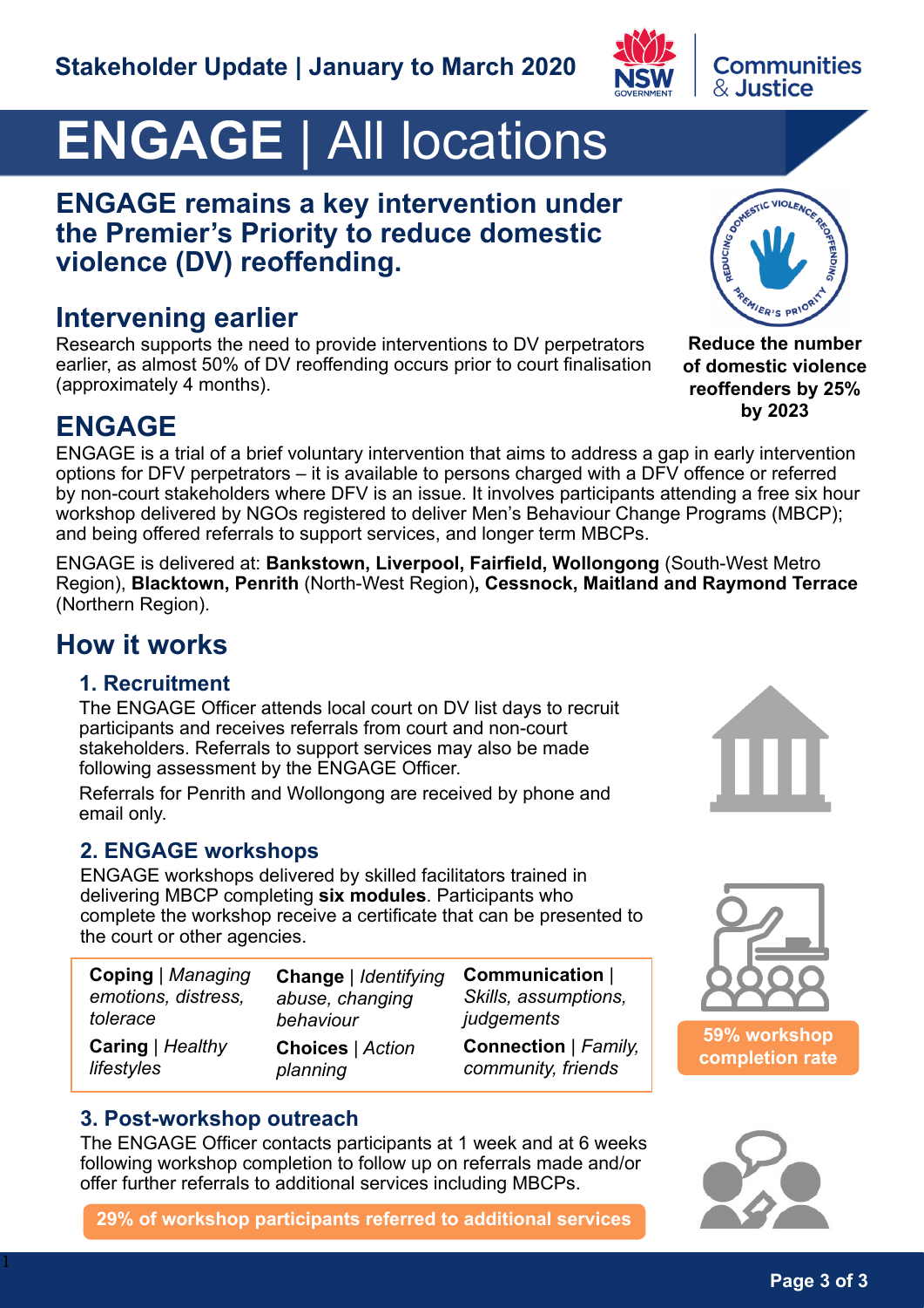Stakeholder Update | January to March 2020

# ENGAGE | All locations

## ENGAGE remains a key intervention under the Premier's Priority to reduce domestic violence (DV) reoffending.

**Reduce the number of domestic violence reoffenders by 25% by 2023**

## Intervening earlier

Research supports the need to provide interventions to DV perpetrators earlier, as almost 50% of DV reoffending occurs prior to court finalisation (approximately 4 months).

## ENGAGE

ENGAGE is a trial of a brief voluntary intervention that aims to address a gap in early intervention options for DFV perpetrators – it is available to persons charged with a DFV offence or referred by non-court stakeholders where DFV is an issue. It involves participants attending a free six hour workshop delivered by NGOs registered to deliver Men's Behaviour Change Programs (MBCP); and being offered referrals to support services, and longer term MBCPs.

ENGAGE is delivered at: **Bankstown, Liverpool, Fairfield, Wollongong** (South-West Metro Region), **Blacktown, Penrith** (North-West Region)**, Cessnock, Maitland and Raymond Terrace** (Northern Region).

## How it works

### 1. Recruitment

The ENGAGE Officer attends local court on DV list days to recruit participants and receives referrals from court and non-court stakeholders. Referrals to support services may also be made following assessment by the ENGAGE Officer.

Referrals for Penrith and Wollongong are received by phone and email only.

### 2. ENGAGE workshops

ENGAGE workshops delivered by skilled facilitators trained in delivering MBCP completing **six modules**. Participants who complete the workshop receive a certificate that can be presented to the court or other agencies.

| | | |
|---|---|---|
| **Coping** \| *Managing emotions, distress, tolerace* | **Change** \| *Identifying abuse, changing behaviour* | **Communication** \| *Skills, assumptions, judgements* |
| **Caring** \| *Healthy lifestyles* | **Choices** \| *Action planning* | **Connection** \| *Family, community, friends* |

**59% workshop completion rate**

### 3. Post-workshop outreach

The ENGAGE Officer contacts participants at 1 week and at 6 weeks following workshop completion to follow up on referrals made and/or offer further referrals to additional services including MBCPs.

**29% of workshop participants referred to additional services**